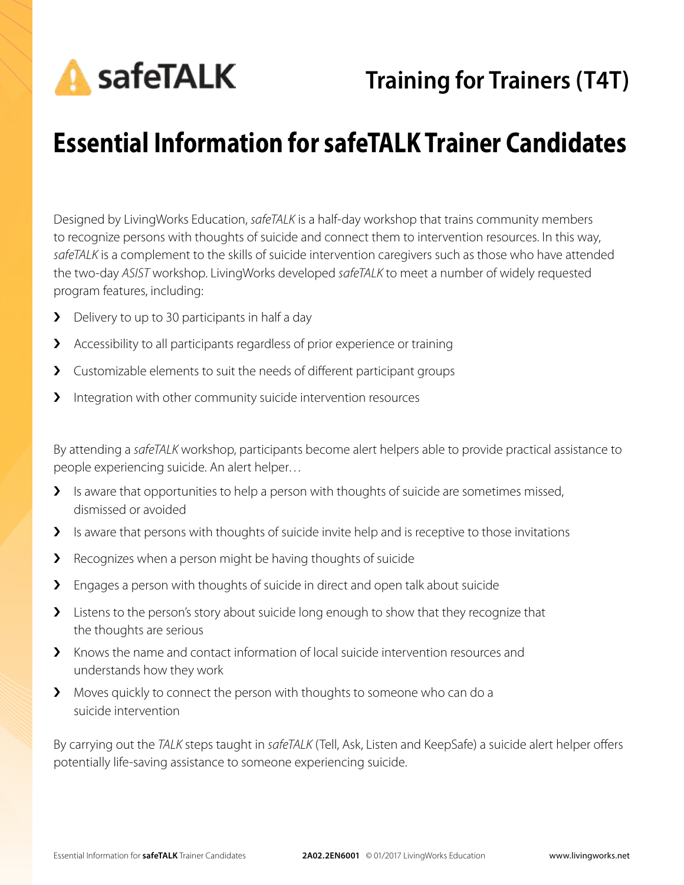safeTALK

Training for Trainers (T4T)

# Essential Information for safeTALK Trainer Candidates

Designed by LivingWorks Education, *safeTALK* is a half-day workshop that trains community members to recognize persons with thoughts of suicide and connect them to intervention resources. In this way, *safeTALK* is a complement to the skills of suicide intervention caregivers such as those who have attended the two-day *ASIST* workshop. LivingWorks developed *safeTALK* to meet a number of widely requested program features, including:

- Delivery to up to 30 participants in half a day
- Accessibility to all participants regardless of prior experience or training
- Customizable elements to suit the needs of different participant groups
- Integration with other community suicide intervention resources

By attending a *safeTALK* workshop, participants become alert helpers able to provide practical assistance to people experiencing suicide. An alert helper…

- Is aware that opportunities to help a person with thoughts of suicide are sometimes missed, dismissed or avoided
- Is aware that persons with thoughts of suicide invite help and is receptive to those invitations
- Recognizes when a person might be having thoughts of suicide
- Engages a person with thoughts of suicide in direct and open talk about suicide
- Listens to the person's story about suicide long enough to show that they recognize that the thoughts are serious
- Knows the name and contact information of local suicide intervention resources and understands how they work
- Moves quickly to connect the person with thoughts to someone who can do a suicide intervention

By carrying out the *TALK* steps taught in *safeTALK* (Tell, Ask, Listen and KeepSafe) a suicide alert helper offers potentially life-saving assistance to someone experiencing suicide.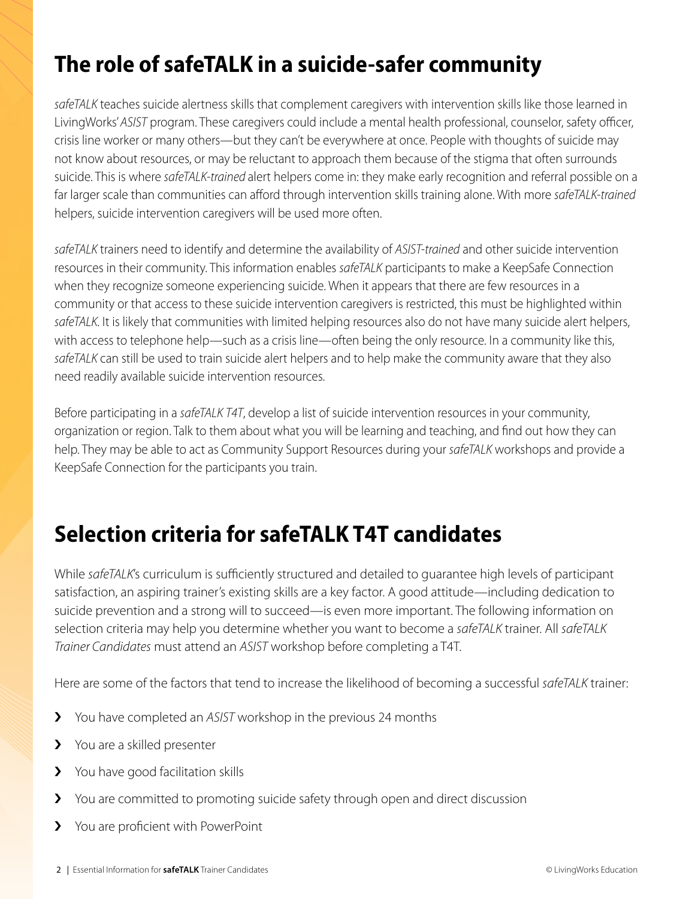## The role of safeTALK in a suicide-safer community

*safeTALK* teaches suicide alertness skills that complement caregivers with intervention skills like those learned in LivingWorks' *ASIST* program. These caregivers could include a mental health professional, counselor, safety officer, crisis line worker or many others—but they can't be everywhere at once. People with thoughts of suicide may not know about resources, or may be reluctant to approach them because of the stigma that often surrounds suicide. This is where *safeTALK-trained* alert helpers come in: they make early recognition and referral possible on a far larger scale than communities can afford through intervention skills training alone. With more *safeTALK-trained* helpers, suicide intervention caregivers will be used more often.

*safeTALK* trainers need to identify and determine the availability of *ASIST-trained* and other suicide intervention resources in their community. This information enables *safeTALK* participants to make a KeepSafe Connection when they recognize someone experiencing suicide. When it appears that there are few resources in a community or that access to these suicide intervention caregivers is restricted, this must be highlighted within *safeTALK*. It is likely that communities with limited helping resources also do not have many suicide alert helpers, with access to telephone help—such as a crisis line—often being the only resource. In a community like this, *safeTALK* can still be used to train suicide alert helpers and to help make the community aware that they also need readily available suicide intervention resources.

Before participating in a *safeTALK T4T*, develop a list of suicide intervention resources in your community, organization or region. Talk to them about what you will be learning and teaching, and find out how they can help. They may be able to act as Community Support Resources during your *safeTALK* workshops and provide a KeepSafe Connection for the participants you train.

## Selection criteria for safeTALK T4T candidates

While *safeTALK*'s curriculum is sufficiently structured and detailed to guarantee high levels of participant satisfaction, an aspiring trainer's existing skills are a key factor. A good attitude—including dedication to suicide prevention and a strong will to succeed—is even more important. The following information on selection criteria may help you determine whether you want to become a *safeTALK* trainer. All *safeTALK Trainer Candidates* must attend an *ASIST* workshop before completing a T4T.

Here are some of the factors that tend to increase the likelihood of becoming a successful *safeTALK* trainer:

- You have completed an *ASIST* workshop in the previous 24 months
- You are a skilled presenter
- You have good facilitation skills
- You are committed to promoting suicide safety through open and direct discussion
- You are proficient with PowerPoint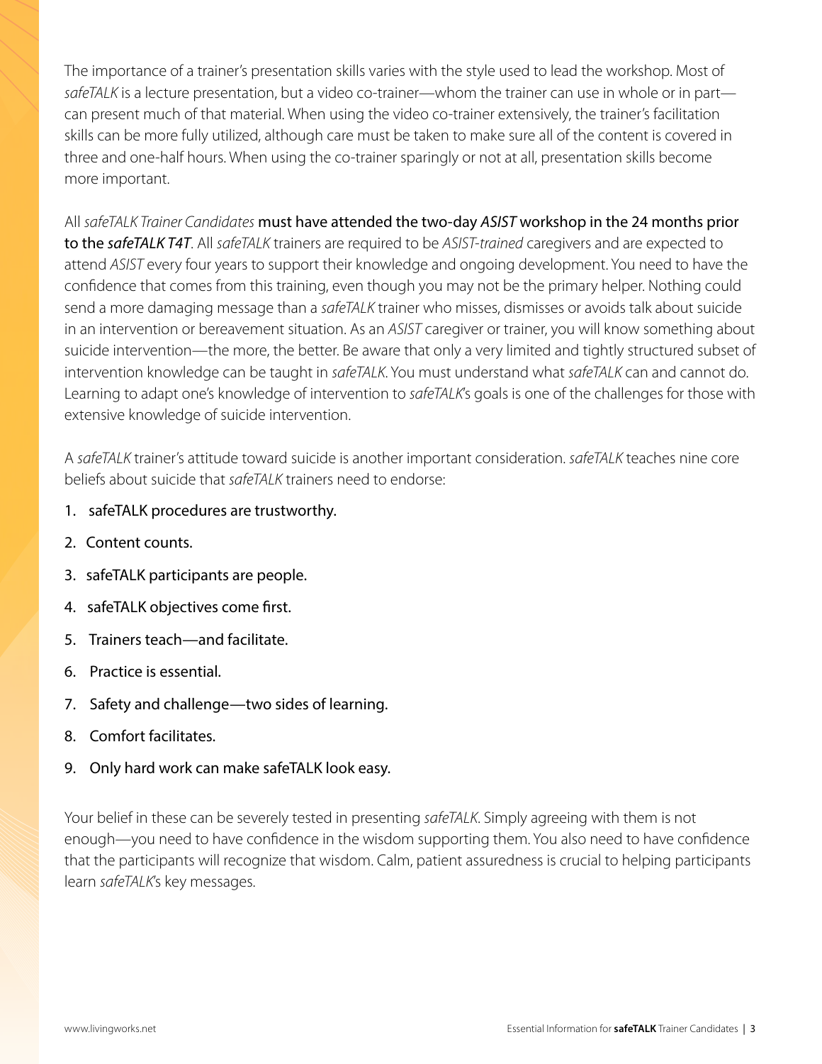The importance of a trainer's presentation skills varies with the style used to lead the workshop. Most of *safeTALK* is a lecture presentation, but a video co-trainer—whom the trainer can use in whole or in part—can present much of that material. When using the video co-trainer extensively, the trainer's facilitation skills can be more fully utilized, although care must be taken to make sure all of the content is covered in three and one-half hours. When using the co-trainer sparingly or not at all, presentation skills become more important.

All *safeTALK Trainer Candidates* must have attended the two-day *ASIST* workshop in the 24 months prior to the *safeTALK T4T*. All *safeTALK* trainers are required to be *ASIST-trained* caregivers and are expected to attend *ASIST* every four years to support their knowledge and ongoing development. You need to have the confidence that comes from this training, even though you may not be the primary helper. Nothing could send a more damaging message than a *safeTALK* trainer who misses, dismisses or avoids talk about suicide in an intervention or bereavement situation. As an *ASIST* caregiver or trainer, you will know something about suicide intervention—the more, the better. Be aware that only a very limited and tightly structured subset of intervention knowledge can be taught in *safeTALK*. You must understand what *safeTALK* can and cannot do. Learning to adapt one's knowledge of intervention to *safeTALK*'s goals is one of the challenges for those with extensive knowledge of suicide intervention.

A *safeTALK* trainer's attitude toward suicide is another important consideration. *safeTALK* teaches nine core beliefs about suicide that *safeTALK* trainers need to endorse:

1. safeTALK procedures are trustworthy.
2. Content counts.
3. safeTALK participants are people.
4. safeTALK objectives come first.
5. Trainers teach—and facilitate.
6. Practice is essential.
7. Safety and challenge—two sides of learning.
8. Comfort facilitates.
9. Only hard work can make safeTALK look easy.

Your belief in these can be severely tested in presenting *safeTALK*. Simply agreeing with them is not enough—you need to have confidence in the wisdom supporting them. You also need to have confidence that the participants will recognize that wisdom. Calm, patient assuredness is crucial to helping participants learn *safeTALK*'s key messages.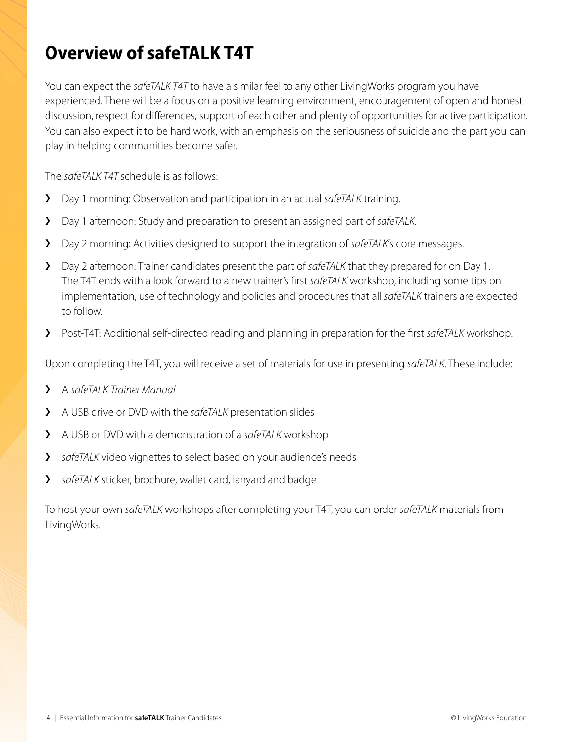# Overview of safeTALK T4T

You can expect the *safeTALK T4T* to have a similar feel to any other LivingWorks program you have experienced. There will be a focus on a positive learning environment, encouragement of open and honest discussion, respect for differences, support of each other and plenty of opportunities for active participation. You can also expect it to be hard work, with an emphasis on the seriousness of suicide and the part you can play in helping communities become safer.

The *safeTALK T4T* schedule is as follows:

- Day 1 morning: Observation and participation in an actual *safeTALK* training.
- Day 1 afternoon: Study and preparation to present an assigned part of *safeTALK*.
- Day 2 morning: Activities designed to support the integration of *safeTALK*'s core messages.
- Day 2 afternoon: Trainer candidates present the part of *safeTALK* that they prepared for on Day 1. The T4T ends with a look forward to a new trainer's first *safeTALK* workshop, including some tips on implementation, use of technology and policies and procedures that all *safeTALK* trainers are expected to follow.
- Post-T4T: Additional self-directed reading and planning in preparation for the first *safeTALK* workshop.

Upon completing the T4T, you will receive a set of materials for use in presenting *safeTALK*. These include:

- A *safeTALK Trainer Manual*
- A USB drive or DVD with the *safeTALK* presentation slides
- A USB or DVD with a demonstration of a *safeTALK* workshop
- *safeTALK* video vignettes to select based on your audience's needs
- *safeTALK* sticker, brochure, wallet card, lanyard and badge

To host your own *safeTALK* workshops after completing your T4T, you can order *safeTALK* materials from LivingWorks.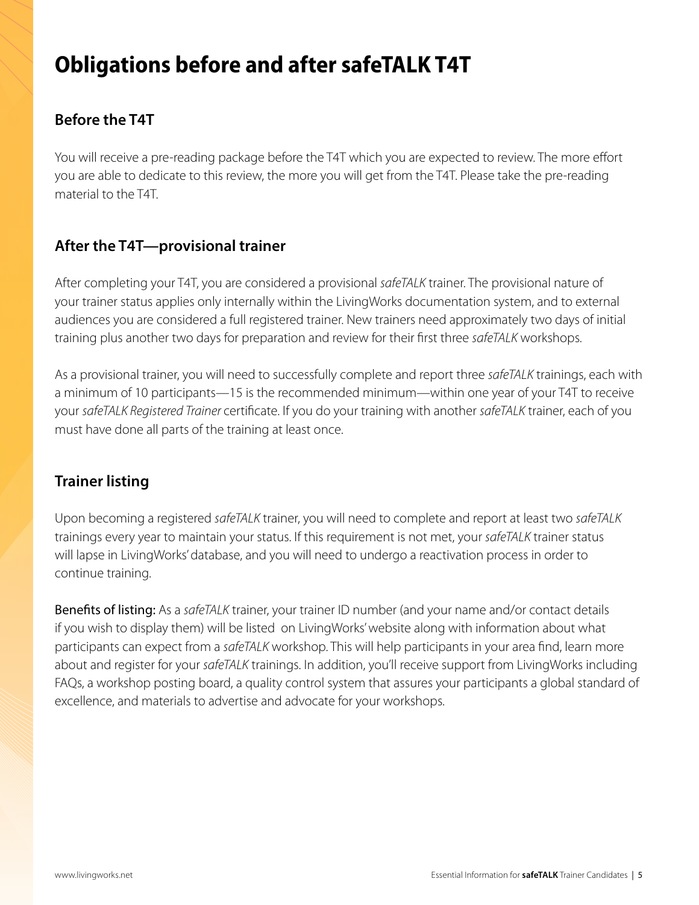# Obligations before and after safeTALK T4T

## Before the T4T

You will receive a pre-reading package before the T4T which you are expected to review. The more effort you are able to dedicate to this review, the more you will get from the T4T. Please take the pre-reading material to the T4T.

## After the T4T—provisional trainer

After completing your T4T, you are considered a provisional *safeTALK* trainer. The provisional nature of your trainer status applies only internally within the LivingWorks documentation system, and to external audiences you are considered a full registered trainer. New trainers need approximately two days of initial training plus another two days for preparation and review for their first three *safeTALK* workshops.

As a provisional trainer, you will need to successfully complete and report three *safeTALK* trainings, each with a minimum of 10 participants—15 is the recommended minimum—within one year of your T4T to receive your *safeTALK Registered Trainer* certificate. If you do your training with another *safeTALK* trainer, each of you must have done all parts of the training at least once.

## Trainer listing

Upon becoming a registered *safeTALK* trainer, you will need to complete and report at least two *safeTALK* trainings every year to maintain your status. If this requirement is not met, your *safeTALK* trainer status will lapse in LivingWorks' database, and you will need to undergo a reactivation process in order to continue training.

Benefits of listing: As a *safeTALK* trainer, your trainer ID number (and your name and/or contact details if you wish to display them) will be listed on LivingWorks' website along with information about what participants can expect from a *safeTALK* workshop. This will help participants in your area find, learn more about and register for your *safeTALK* trainings. In addition, you'll receive support from LivingWorks including FAQs, a workshop posting board, a quality control system that assures your participants a global standard of excellence, and materials to advertise and advocate for your workshops.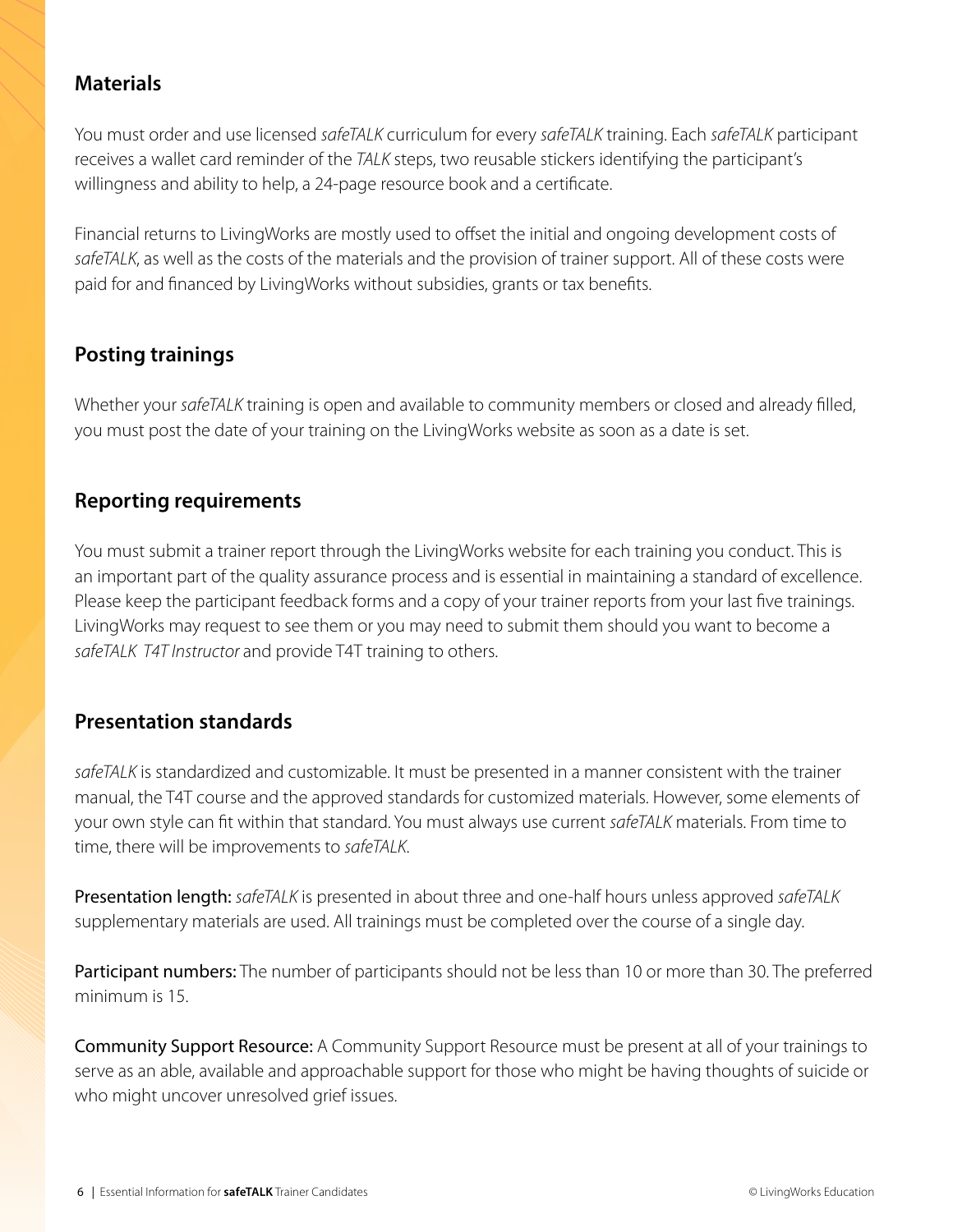## Materials

You must order and use licensed *safeTALK* curriculum for every *safeTALK* training. Each *safeTALK* participant receives a wallet card reminder of the *TALK* steps, two reusable stickers identifying the participant's willingness and ability to help, a 24-page resource book and a certificate.

Financial returns to LivingWorks are mostly used to offset the initial and ongoing development costs of *safeTALK*, as well as the costs of the materials and the provision of trainer support. All of these costs were paid for and financed by LivingWorks without subsidies, grants or tax benefits.

## Posting trainings

Whether your *safeTALK* training is open and available to community members or closed and already filled, you must post the date of your training on the LivingWorks website as soon as a date is set.

## Reporting requirements

You must submit a trainer report through the LivingWorks website for each training you conduct. This is an important part of the quality assurance process and is essential in maintaining a standard of excellence. Please keep the participant feedback forms and a copy of your trainer reports from your last five trainings. LivingWorks may request to see them or you may need to submit them should you want to become a *safeTALK T4T Instructor* and provide T4T training to others.

## Presentation standards

*safeTALK* is standardized and customizable. It must be presented in a manner consistent with the trainer manual, the T4T course and the approved standards for customized materials. However, some elements of your own style can fit within that standard. You must always use current *safeTALK* materials. From time to time, there will be improvements to *safeTALK*.

Presentation length: *safeTALK* is presented in about three and one-half hours unless approved *safeTALK* supplementary materials are used. All trainings must be completed over the course of a single day.

Participant numbers: The number of participants should not be less than 10 or more than 30. The preferred minimum is 15.

Community Support Resource: A Community Support Resource must be present at all of your trainings to serve as an able, available and approachable support for those who might be having thoughts of suicide or who might uncover unresolved grief issues.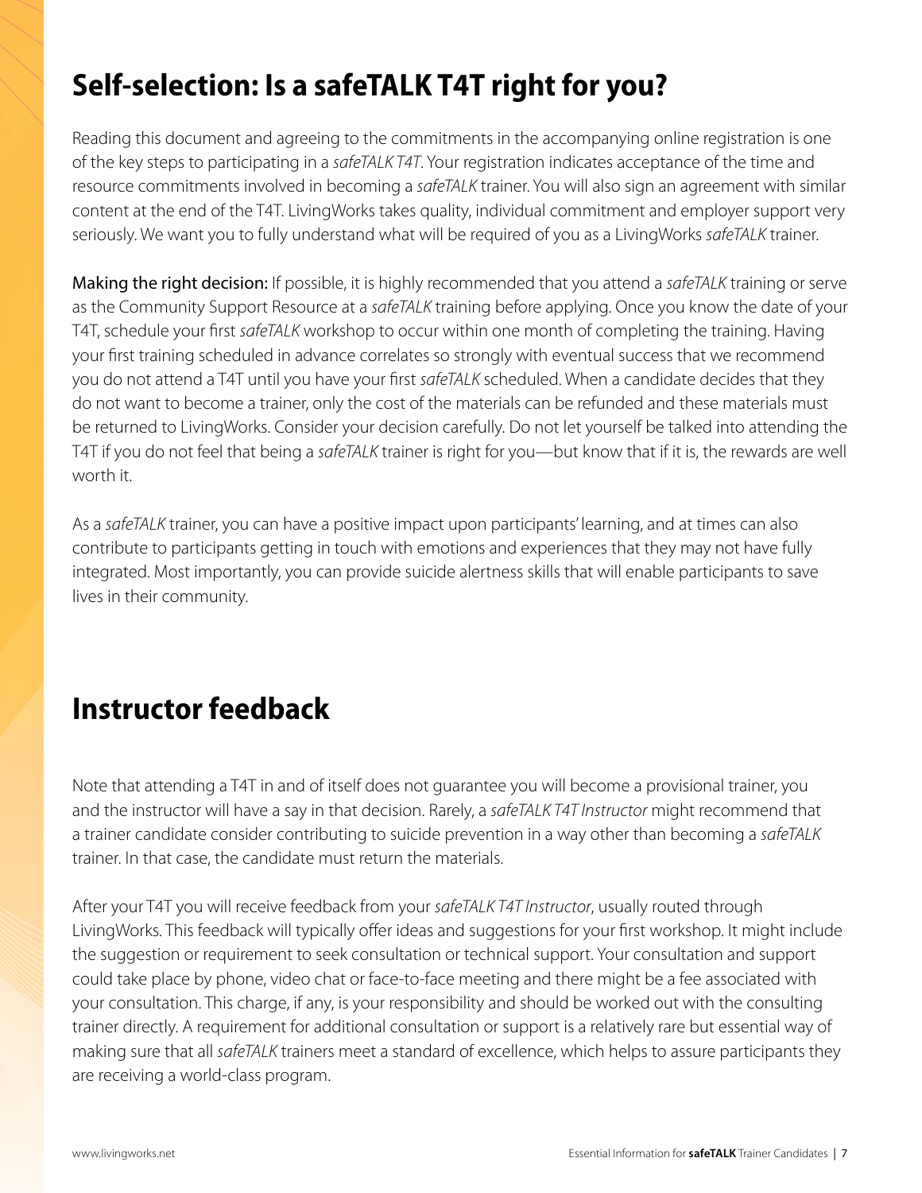# Self-selection: Is a safeTALK T4T right for you?

Reading this document and agreeing to the commitments in the accompanying online registration is one of the key steps to participating in a *safeTALK T4T*. Your registration indicates acceptance of the time and resource commitments involved in becoming a *safeTALK* trainer. You will also sign an agreement with similar content at the end of the T4T. LivingWorks takes quality, individual commitment and employer support very seriously. We want you to fully understand what will be required of you as a LivingWorks *safeTALK* trainer.

Making the right decision: If possible, it is highly recommended that you attend a *safeTALK* training or serve as the Community Support Resource at a *safeTALK* training before applying. Once you know the date of your T4T, schedule your first *safeTALK* workshop to occur within one month of completing the training. Having your first training scheduled in advance correlates so strongly with eventual success that we recommend you do not attend a T4T until you have your first *safeTALK* scheduled. When a candidate decides that they do not want to become a trainer, only the cost of the materials can be refunded and these materials must be returned to LivingWorks. Consider your decision carefully. Do not let yourself be talked into attending the T4T if you do not feel that being a *safeTALK* trainer is right for you—but know that if it is, the rewards are well worth it.

As a *safeTALK* trainer, you can have a positive impact upon participants' learning, and at times can also contribute to participants getting in touch with emotions and experiences that they may not have fully integrated. Most importantly, you can provide suicide alertness skills that will enable participants to save lives in their community.

# Instructor feedback

Note that attending a T4T in and of itself does not guarantee you will become a provisional trainer, you and the instructor will have a say in that decision. Rarely, a *safeTALK T4T Instructor* might recommend that a trainer candidate consider contributing to suicide prevention in a way other than becoming a *safeTALK* trainer. In that case, the candidate must return the materials.

After your T4T you will receive feedback from your *safeTALK T4T Instructor*, usually routed through LivingWorks. This feedback will typically offer ideas and suggestions for your first workshop. It might include the suggestion or requirement to seek consultation or technical support. Your consultation and support could take place by phone, video chat or face-to-face meeting and there might be a fee associated with your consultation. This charge, if any, is your responsibility and should be worked out with the consulting trainer directly. A requirement for additional consultation or support is a relatively rare but essential way of making sure that all *safeTALK* trainers meet a standard of excellence, which helps to assure participants they are receiving a world-class program.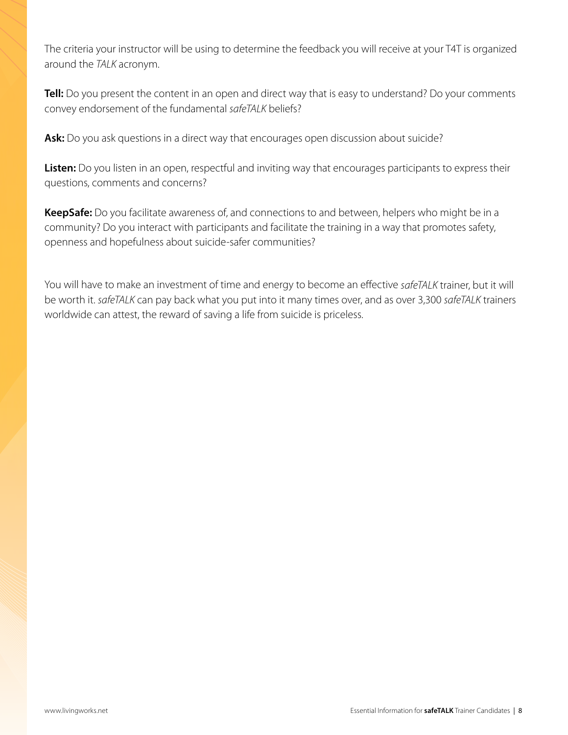The criteria your instructor will be using to determine the feedback you will receive at your T4T is organized around the *TALK* acronym.

**Tell:** Do you present the content in an open and direct way that is easy to understand? Do your comments convey endorsement of the fundamental *safeTALK* beliefs?

**Ask:** Do you ask questions in a direct way that encourages open discussion about suicide?

**Listen:** Do you listen in an open, respectful and inviting way that encourages participants to express their questions, comments and concerns?

**KeepSafe:** Do you facilitate awareness of, and connections to and between, helpers who might be in a community? Do you interact with participants and facilitate the training in a way that promotes safety, openness and hopefulness about suicide-safer communities?

You will have to make an investment of time and energy to become an effective *safeTALK* trainer, but it will be worth it. *safeTALK* can pay back what you put into it many times over, and as over 3,300 *safeTALK* trainers worldwide can attest, the reward of saving a life from suicide is priceless.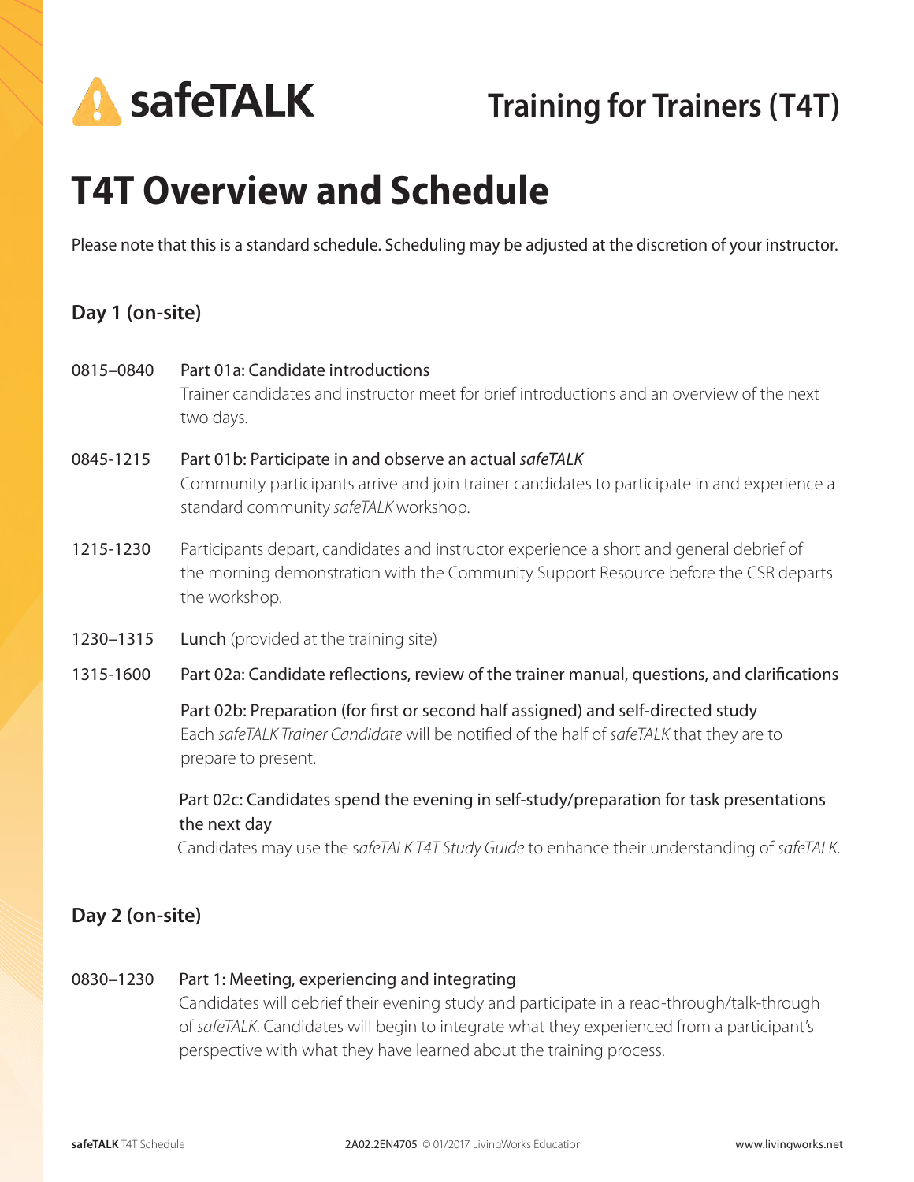# safeTALK

## Training for Trainers (T4T)

# T4T Overview and Schedule

Please note that this is a standard schedule. Scheduling may be adjusted at the discretion of your instructor.

### Day 1 (on-site)

**0815–0840** Part 01a: Candidate introductions
Trainer candidates and instructor meet for brief introductions and an overview of the next two days.

**0845-1215** Part 01b: Participate in and observe an actual *safeTALK*
Community participants arrive and join trainer candidates to participate in and experience a standard community *safeTALK* workshop.

**1215-1230** Participants depart, candidates and instructor experience a short and general debrief of the morning demonstration with the Community Support Resource before the CSR departs the workshop.

**1230–1315** **Lunch** (provided at the training site)

**1315-1600** Part 02a: Candidate reflections, review of the trainer manual, questions, and clarifications

Part 02b: Preparation (for first or second half assigned) and self-directed study
Each *safeTALK Trainer Candidate* will be notified of the half of *safeTALK* that they are to prepare to present.

Part 02c: Candidates spend the evening in self-study/preparation for task presentations the next day
Candidates may use the *safeTALK T4T Study Guide* to enhance their understanding of *safeTALK*.

### Day 2 (on-site)

**0830–1230** Part 1: Meeting, experiencing and integrating
Candidates will debrief their evening study and participate in a read-through/talk-through of *safeTALK*. Candidates will begin to integrate what they experienced from a participant's perspective with what they have learned about the training process.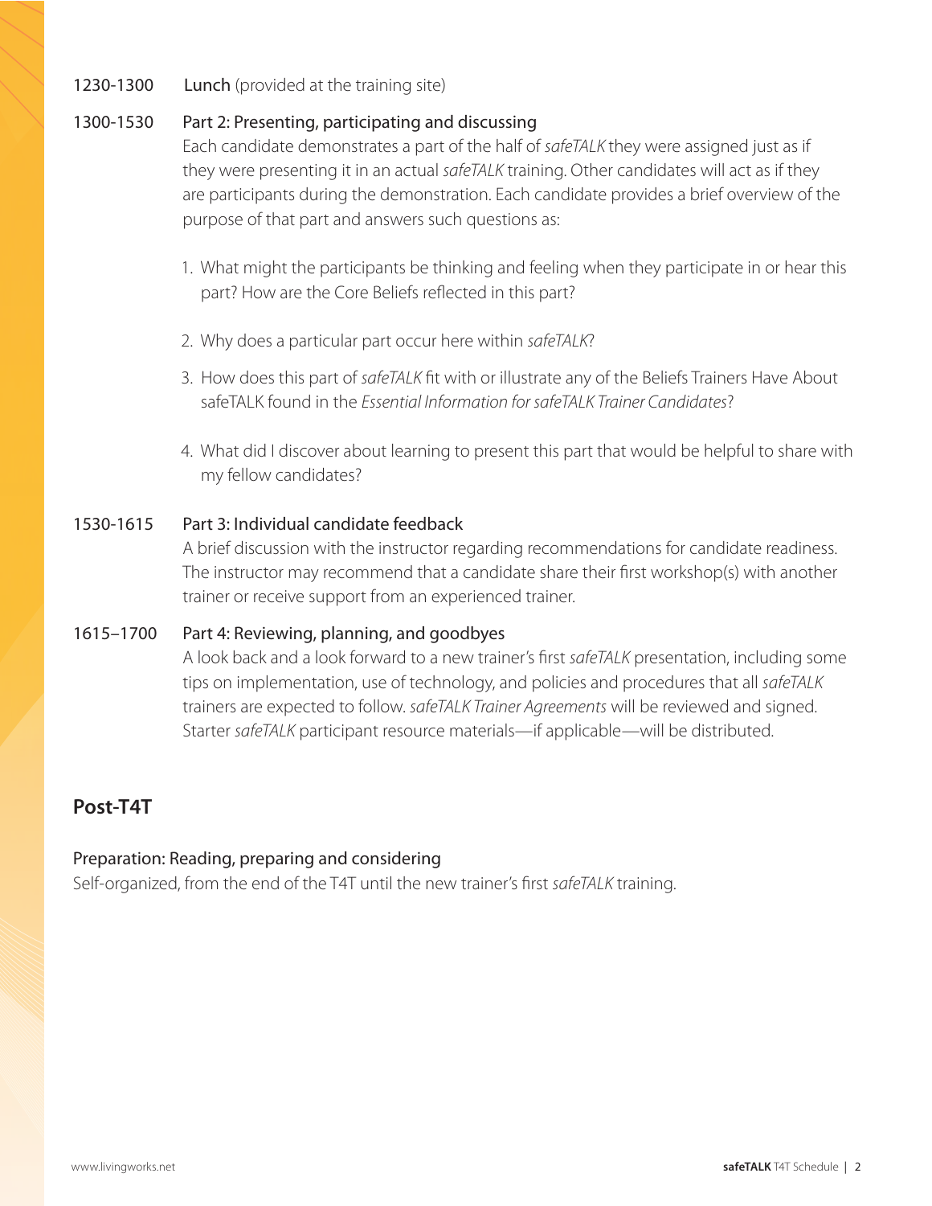1230-1300 **Lunch** (provided at the training site)

1300-1530 **Part 2: Presenting, participating and discussing**

Each candidate demonstrates a part of the half of *safeTALK* they were assigned just as if they were presenting it in an actual *safeTALK* training. Other candidates will act as if they are participants during the demonstration. Each candidate provides a brief overview of the purpose of that part and answers such questions as:

1. What might the participants be thinking and feeling when they participate in or hear this part? How are the Core Beliefs reflected in this part?
2. Why does a particular part occur here within *safeTALK*?
3. How does this part of *safeTALK* fit with or illustrate any of the Beliefs Trainers Have About safeTALK found in the *Essential Information for safeTALK Trainer Candidates*?
4. What did I discover about learning to present this part that would be helpful to share with my fellow candidates?

1530-1615 **Part 3: Individual candidate feedback**

A brief discussion with the instructor regarding recommendations for candidate readiness. The instructor may recommend that a candidate share their first workshop(s) with another trainer or receive support from an experienced trainer.

1615–1700 **Part 4: Reviewing, planning, and goodbyes**

A look back and a look forward to a new trainer's first *safeTALK* presentation, including some tips on implementation, use of technology, and policies and procedures that all *safeTALK* trainers are expected to follow. *safeTALK Trainer Agreements* will be reviewed and signed. Starter *safeTALK* participant resource materials—if applicable—will be distributed.

## Post-T4T

Preparation: Reading, preparing and considering

Self-organized, from the end of the T4T until the new trainer's first *safeTALK* training.